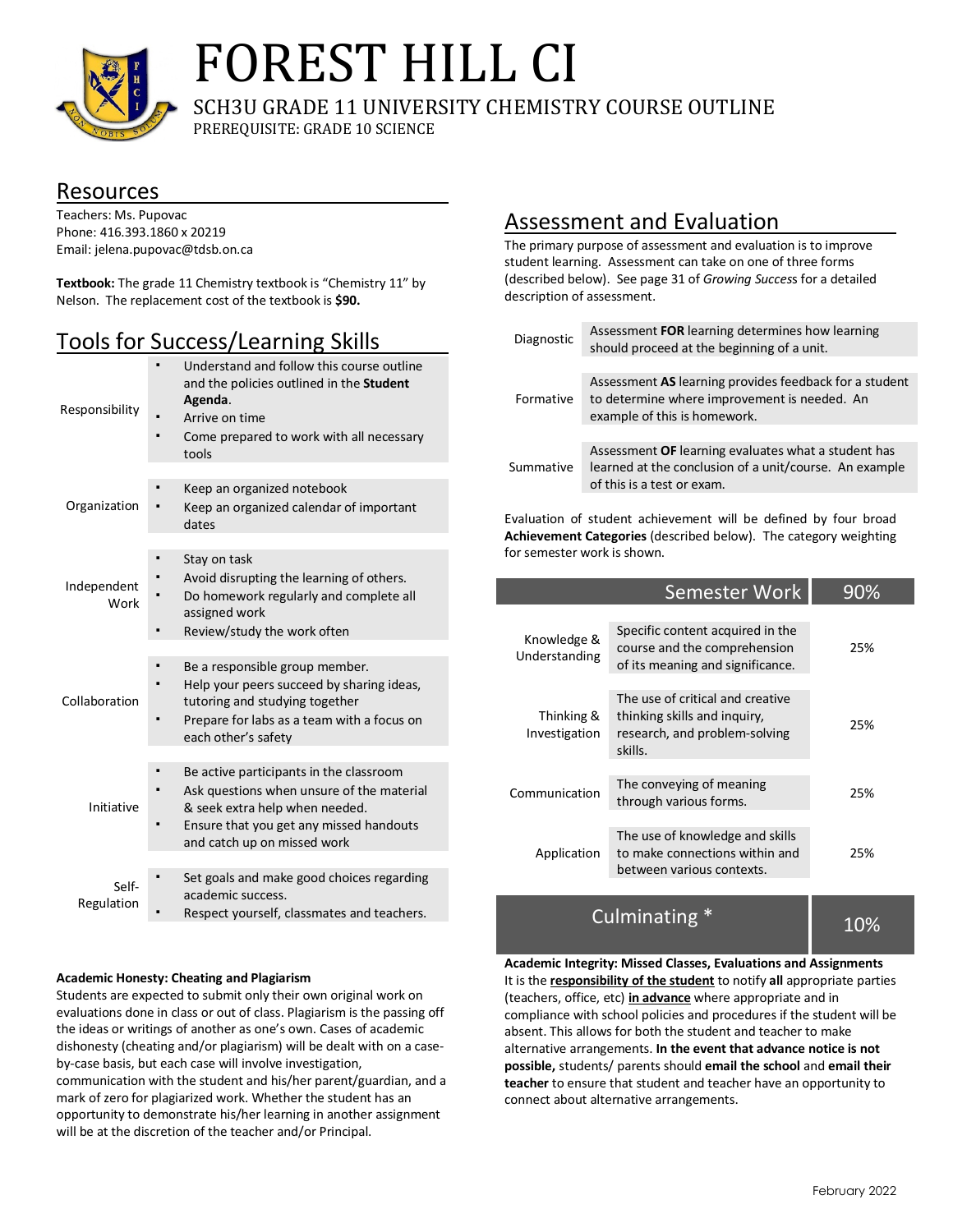# FOREST HILL CI

## SCH3U GRADE 11 UNIVERSITY CHEMISTRY COURSE OUTLINE

PREREQUISITE: GRADE 10 SCIENCE

## Resources

Teachers: Ms. Pupovac
Phone: 416.393.1860 x 20219
Email: jelena.pupovac@tdsb.on.ca

**Textbook:** The grade 11 Chemistry textbook is "Chemistry 11" by Nelson. The replacement cost of the textbook is **$90.**

## Tools for Success/Learning Skills

| | |
|---|---|
| Responsibility | ▪ Understand and follow this course outline and the policies outlined in the **Student Agenda**.<br>▪ Arrive on time<br>▪ Come prepared to work with all necessary tools |
| Organization | ▪ Keep an organized notebook<br>▪ Keep an organized calendar of important dates |
| Independent Work | ▪ Stay on task<br>▪ Avoid disrupting the learning of others.<br>▪ Do homework regularly and complete all assigned work<br>▪ Review/study the work often |
| Collaboration | ▪ Be a responsible group member.<br>▪ Help your peers succeed by sharing ideas, tutoring and studying together<br>▪ Prepare for labs as a team with a focus on each other's safety |
| Initiative | ▪ Be active participants in the classroom<br>▪ Ask questions when unsure of the material & seek extra help when needed.<br>▪ Ensure that you get any missed handouts and catch up on missed work |
| Self-Regulation | ▪ Set goals and make good choices regarding academic success.<br>▪ Respect yourself, classmates and teachers. |

**Academic Honesty: Cheating and Plagiarism**

Students are expected to submit only their own original work on evaluations done in class or out of class. Plagiarism is the passing off the ideas or writings of another as one's own. Cases of academic dishonesty (cheating and/or plagiarism) will be dealt with on a case-by-case basis, but each case will involve investigation, communication with the student and his/her parent/guardian, and a mark of zero for plagiarized work. Whether the student has an opportunity to demonstrate his/her learning in another assignment will be at the discretion of the teacher and/or Principal.

## Assessment and Evaluation

The primary purpose of assessment and evaluation is to improve student learning. Assessment can take on one of three forms (described below). See page 31 of *Growing Success* for a detailed description of assessment.

| | |
|---|---|
| Diagnostic | Assessment **FOR** learning determines how learning should proceed at the beginning of a unit. |
| Formative | Assessment **AS** learning provides feedback for a student to determine where improvement is needed. An example of this is homework. |
| Summative | Assessment **OF** learning evaluates what a student has learned at the conclusion of a unit/course. An example of this is a test or exam. |

Evaluation of student achievement will be defined by four broad **Achievement Categories** (described below). The category weighting for semester work is shown.

| | Semester Work | 90% |
|---|---|---|
| Knowledge & Understanding | Specific content acquired in the course and the comprehension of its meaning and significance. | 25% |
| Thinking & Investigation | The use of critical and creative thinking skills and inquiry, research, and problem-solving skills. | 25% |
| Communication | The conveying of meaning through various forms. | 25% |
| Application | The use of knowledge and skills to make connections within and between various contexts. | 25% |
| | Culminating * | 10% |

**Academic Integrity: Missed Classes, Evaluations and Assignments**

It is the **responsibility of the student** to notify **all** appropriate parties (teachers, office, etc) **in advance** where appropriate and in compliance with school policies and procedures if the student will be absent. This allows for both the student and teacher to make alternative arrangements. **In the event that advance notice is not possible,** students/ parents should **email the school** and **email their teacher** to ensure that student and teacher have an opportunity to connect about alternative arrangements.

February 2022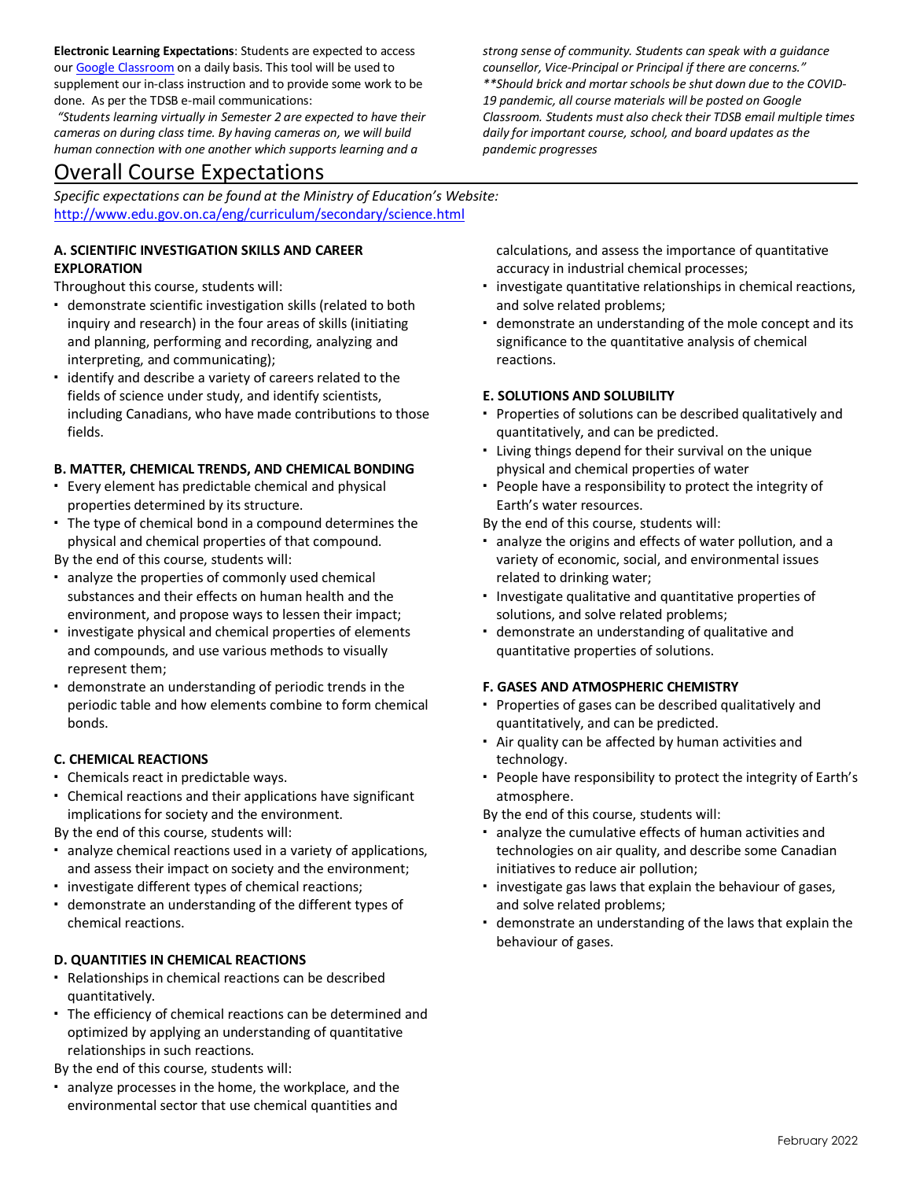**Electronic Learning Expectations**: Students are expected to access our Google Classroom on a daily basis. This tool will be used to supplement our in-class instruction and to provide some work to be done. As per the TDSB e-mail communications:

*"Students learning virtually in Semester 2 are expected to have their cameras on during class time. By having cameras on, we will build human connection with one another which supports learning and a strong sense of community. Students can speak with a guidance counsellor, Vice-Principal or Principal if there are concerns."*

*\*\*Should brick and mortar schools be shut down due to the COVID-19 pandemic, all course materials will be posted on Google Classroom. Students must also check their TDSB email multiple times daily for important course, school, and board updates as the pandemic progresses*

# Overall Course Expectations

*Specific expectations can be found at the Ministry of Education's Website:* http://www.edu.gov.on.ca/eng/curriculum/secondary/science.html

**A. SCIENTIFIC INVESTIGATION SKILLS AND CAREER EXPLORATION**

Throughout this course, students will:

- demonstrate scientific investigation skills (related to both inquiry and research) in the four areas of skills (initiating and planning, performing and recording, analyzing and interpreting, and communicating);
- identify and describe a variety of careers related to the fields of science under study, and identify scientists, including Canadians, who have made contributions to those fields.

**B. MATTER, CHEMICAL TRENDS, AND CHEMICAL BONDING**

- Every element has predictable chemical and physical properties determined by its structure.
- The type of chemical bond in a compound determines the physical and chemical properties of that compound.

By the end of this course, students will:

- analyze the properties of commonly used chemical substances and their effects on human health and the environment, and propose ways to lessen their impact;
- investigate physical and chemical properties of elements and compounds, and use various methods to visually represent them;
- demonstrate an understanding of periodic trends in the periodic table and how elements combine to form chemical bonds.

**C. CHEMICAL REACTIONS**

- Chemicals react in predictable ways.
- Chemical reactions and their applications have significant implications for society and the environment.

By the end of this course, students will:

- analyze chemical reactions used in a variety of applications, and assess their impact on society and the environment;
- investigate different types of chemical reactions;
- demonstrate an understanding of the different types of chemical reactions.

**D. QUANTITIES IN CHEMICAL REACTIONS**

- Relationships in chemical reactions can be described quantitatively.
- The efficiency of chemical reactions can be determined and optimized by applying an understanding of quantitative relationships in such reactions.

By the end of this course, students will:

- analyze processes in the home, the workplace, and the environmental sector that use chemical quantities and calculations, and assess the importance of quantitative accuracy in industrial chemical processes;
- investigate quantitative relationships in chemical reactions, and solve related problems;
- demonstrate an understanding of the mole concept and its significance to the quantitative analysis of chemical reactions.

**E. SOLUTIONS AND SOLUBILITY**

- Properties of solutions can be described qualitatively and quantitatively, and can be predicted.
- Living things depend for their survival on the unique physical and chemical properties of water
- People have a responsibility to protect the integrity of Earth's water resources.

By the end of this course, students will:

- analyze the origins and effects of water pollution, and a variety of economic, social, and environmental issues related to drinking water;
- Investigate qualitative and quantitative properties of solutions, and solve related problems;
- demonstrate an understanding of qualitative and quantitative properties of solutions.

**F. GASES AND ATMOSPHERIC CHEMISTRY**

- Properties of gases can be described qualitatively and quantitatively, and can be predicted.
- Air quality can be affected by human activities and technology.
- People have responsibility to protect the integrity of Earth's atmosphere.

By the end of this course, students will:

- analyze the cumulative effects of human activities and technologies on air quality, and describe some Canadian initiatives to reduce air pollution;
- investigate gas laws that explain the behaviour of gases, and solve related problems;
- demonstrate an understanding of the laws that explain the behaviour of gases.